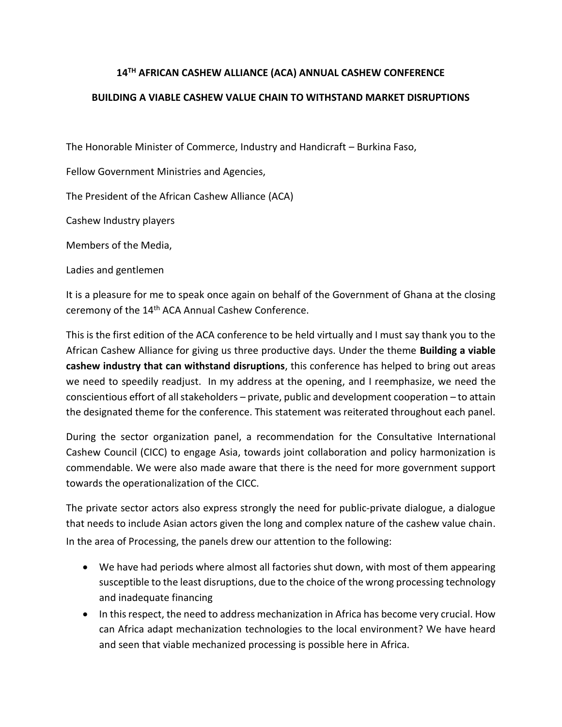# 14TH AFRICAN CASHEW ALLIANCE (ACA) ANNUAL CASHEW CONFERENCE

## BUILDING A VIABLE CASHEW VALUE CHAIN TO WITHSTAND MARKET DISRUPTIONS

The Honorable Minister of Commerce, Industry and Handicraft – Burkina Faso,

Fellow Government Ministries and Agencies,

The President of the African Cashew Alliance (ACA)

Cashew Industry players

Members of the Media,

Ladies and gentlemen

It is a pleasure for me to speak once again on behalf of the Government of Ghana at the closing ceremony of the 14th ACA Annual Cashew Conference.

This is the first edition of the ACA conference to be held virtually and I must say thank you to the African Cashew Alliance for giving us three productive days. Under the theme **Building a viable cashew industry that can withstand disruptions**, this conference has helped to bring out areas we need to speedily readjust. In my address at the opening, and I reemphasize, we need the conscientious effort of all stakeholders – private, public and development cooperation – to attain the designated theme for the conference. This statement was reiterated throughout each panel.

During the sector organization panel, a recommendation for the Consultative International Cashew Council (CICC) to engage Asia, towards joint collaboration and policy harmonization is commendable. We were also made aware that there is the need for more government support towards the operationalization of the CICC.

The private sector actors also express strongly the need for public-private dialogue, a dialogue that needs to include Asian actors given the long and complex nature of the cashew value chain. In the area of Processing, the panels drew our attention to the following:

- We have had periods where almost all factories shut down, with most of them appearing susceptible to the least disruptions, due to the choice of the wrong processing technology and inadequate financing
- In this respect, the need to address mechanization in Africa has become very crucial. How can Africa adapt mechanization technologies to the local environment? We have heard and seen that viable mechanized processing is possible here in Africa.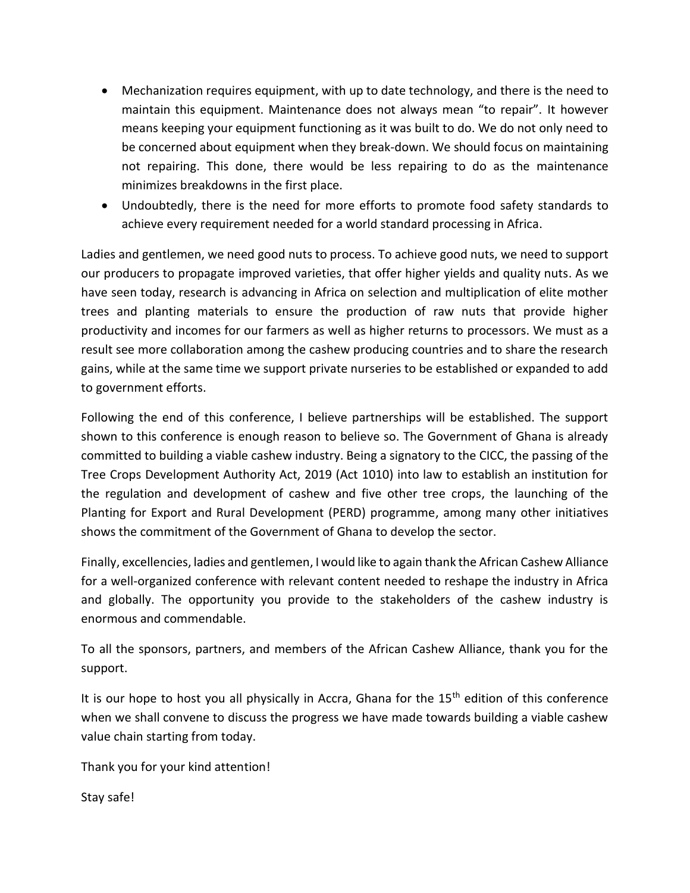- Mechanization requires equipment, with up to date technology, and there is the need to maintain this equipment. Maintenance does not always mean "to repair". It however means keeping your equipment functioning as it was built to do. We do not only need to be concerned about equipment when they break-down. We should focus on maintaining not repairing. This done, there would be less repairing to do as the maintenance minimizes breakdowns in the first place.
- Undoubtedly, there is the need for more efforts to promote food safety standards to achieve every requirement needed for a world standard processing in Africa.

Ladies and gentlemen, we need good nuts to process. To achieve good nuts, we need to support our producers to propagate improved varieties, that offer higher yields and quality nuts. As we have seen today, research is advancing in Africa on selection and multiplication of elite mother trees and planting materials to ensure the production of raw nuts that provide higher productivity and incomes for our farmers as well as higher returns to processors. We must as a result see more collaboration among the cashew producing countries and to share the research gains, while at the same time we support private nurseries to be established or expanded to add to government efforts.

Following the end of this conference, I believe partnerships will be established. The support shown to this conference is enough reason to believe so. The Government of Ghana is already committed to building a viable cashew industry. Being a signatory to the CICC, the passing of the Tree Crops Development Authority Act, 2019 (Act 1010) into law to establish an institution for the regulation and development of cashew and five other tree crops, the launching of the Planting for Export and Rural Development (PERD) programme, among many other initiatives shows the commitment of the Government of Ghana to develop the sector.

Finally, excellencies, ladies and gentlemen, I would like to again thank the African Cashew Alliance for a well-organized conference with relevant content needed to reshape the industry in Africa and globally. The opportunity you provide to the stakeholders of the cashew industry is enormous and commendable.

To all the sponsors, partners, and members of the African Cashew Alliance, thank you for the support.

It is our hope to host you all physically in Accra, Ghana for the 15th edition of this conference when we shall convene to discuss the progress we have made towards building a viable cashew value chain starting from today.

Thank you for your kind attention!

Stay safe!